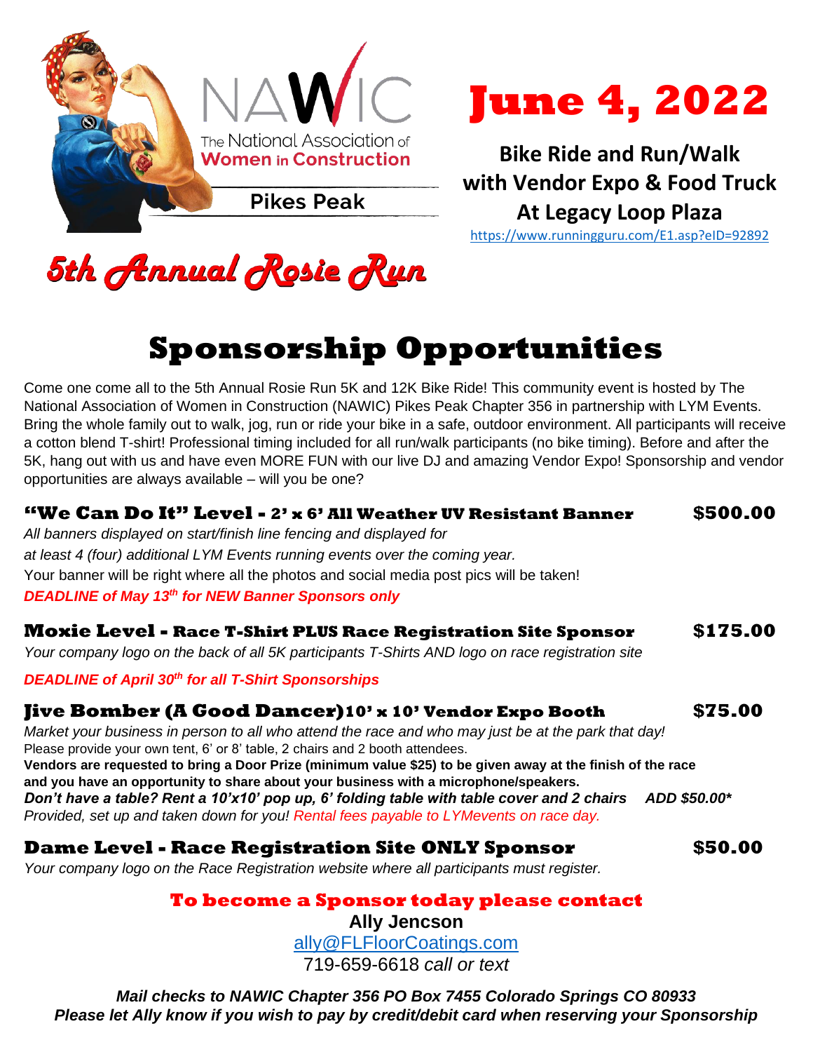NAWIC
The National Association of Women in Construction
Pikes Peak

# June 4, 2022

**Bike Ride and Run/Walk with Vendor Expo & Food Truck At Legacy Loop Plaza**

https://www.runningguru.com/E1.asp?eID=92892

## *5th Annual Rosie Run*

# Sponsorship Opportunities

Come one come all to the 5th Annual Rosie Run 5K and 12K Bike Ride! This community event is hosted by The National Association of Women in Construction (NAWIC) Pikes Peak Chapter 356 in partnership with LYM Events. Bring the whole family out to walk, jog, run or ride your bike in a safe, outdoor environment. All participants will receive a cotton blend T-shirt! Professional timing included for all run/walk participants (no bike timing). Before and after the 5K, hang out with us and have even MORE FUN with our live DJ and amazing Vendor Expo! Sponsorship and vendor opportunities are always available – will you be one?

### "We Can Do It" Level - 2' x 6' All Weather UV Resistant Banner — $500.00

*All banners displayed on start/finish line fencing and displayed for at least 4 (four) additional LYM Events running events over the coming year.*

Your banner will be right where all the photos and social media post pics will be taken!

***DEADLINE of May 13th for NEW Banner Sponsors only***

### Moxie Level - Race T-Shirt PLUS Race Registration Site Sponsor — $175.00

*Your company logo on the back of all 5K participants T-Shirts AND logo on race registration site*

***DEADLINE of April 30th for all T-Shirt Sponsorships***

### Jive Bomber (A Good Dancer) 10' x 10' Vendor Expo Booth — $75.00

*Market your business in person to all who attend the race and who may just be at the park that day!*

Please provide your own tent, 6' or 8' table, 2 chairs and 2 booth attendees.

**Vendors are requested to bring a Door Prize (minimum value $25) to be given away at the finish of the race and you have an opportunity to share about your business with a microphone/speakers.**

***Don't have a table? Rent a 10'x10' pop up, 6' folding table with table cover and 2 chairs ADD $50.00****

*Provided, set up and taken down for you! Rental fees payable to LYMevents on race day.*

### Dame Level - Race Registration Site ONLY Sponsor — $50.00

*Your company logo on the Race Registration website where all participants must register.*

**To become a Sponsor today please contact**

**Ally Jencson**

ally@FLFloorCoatings.com

719-659-6618 *call or text*

***Mail checks to NAWIC Chapter 356 PO Box 7455 Colorado Springs CO 80933***

***Please let Ally know if you wish to pay by credit/debit card when reserving your Sponsorship***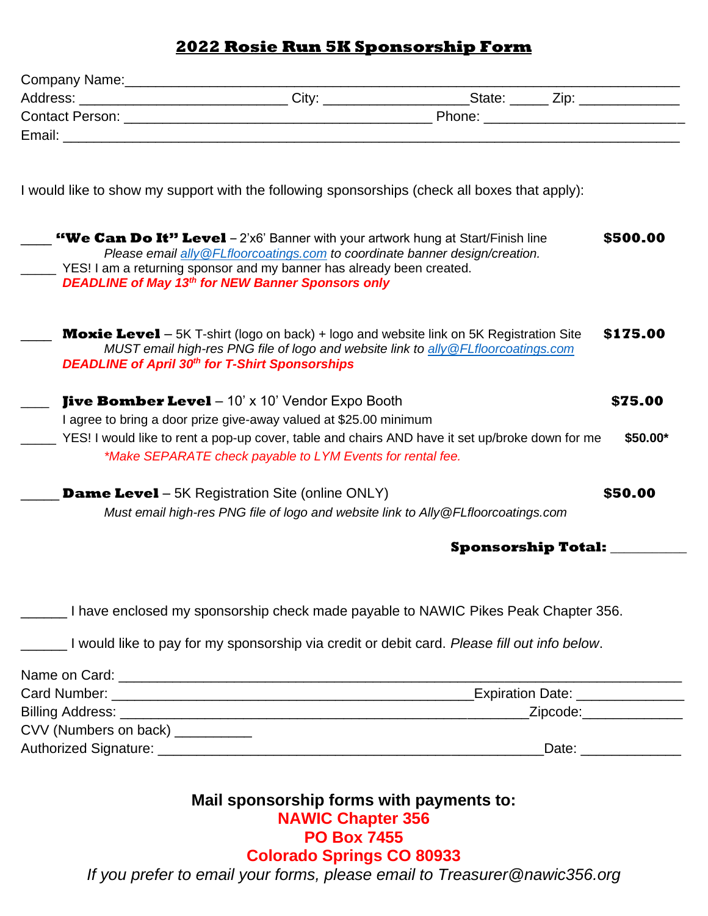# 2022 Rosie Run 5K Sponsorship Form

Company Name:_______________________________________________________________________

Address: ___________________________ City: __________________State: _____ Zip: _____________

Contact Person: ________________________________________ Phone: __________________________

Email: _______________________________________________________________________________

I would like to show my support with the following sponsorships (check all boxes that apply):

____ **"We Can Do It" Level** – 2'x6' Banner with your artwork hung at Start/Finish line **$500.00**

*Please email ally@FLfloorcoatings.com to coordinate banner design/creation.*

_____ YES! I am a returning sponsor and my banner has already been created.

***DEADLINE of May 13th for NEW Banner Sponsors only***

____ **Moxie Level** – 5K T-shirt (logo on back) + logo and website link on 5K Registration Site **$175.00**

*MUST email high-res PNG file of logo and website link to ally@FLfloorcoatings.com*

***DEADLINE of April 30th for T-Shirt Sponsorships***

____ **Jive Bomber Level** – 10' x 10' Vendor Expo Booth **$75.00**

I agree to bring a door prize give-away valued at $25.00 minimum

_____ YES! I would like to rent a pop-up cover, table and chairs AND have it set up/broke down for me **$50.00***

*\*Make SEPARATE check payable to LYM Events for rental fee.*

_____ **Dame Level** – 5K Registration Site (online ONLY) **$50.00**

*Must email high-res PNG file of logo and website link to Ally@FLfloorcoatings.com*

**Sponsorship Total:** __________

______ I have enclosed my sponsorship check made payable to NAWIC Pikes Peak Chapter 356.

______ I would like to pay for my sponsorship via credit or debit card. *Please fill out info below*.

Name on Card: ___________________________________________________________________________

Card Number: ______________________________________________Expiration Date: ______________

Billing Address: ___________________________________________________Zipcode:_____________

CVV (Numbers on back) __________

Authorized Signature: _______________________________________________Date: _____________

**Mail sponsorship forms with payments to:**

**NAWIC Chapter 356**

**PO Box 7455**

**Colorado Springs CO 80933**

*If you prefer to email your forms, please email to Treasurer@nawic356.org*